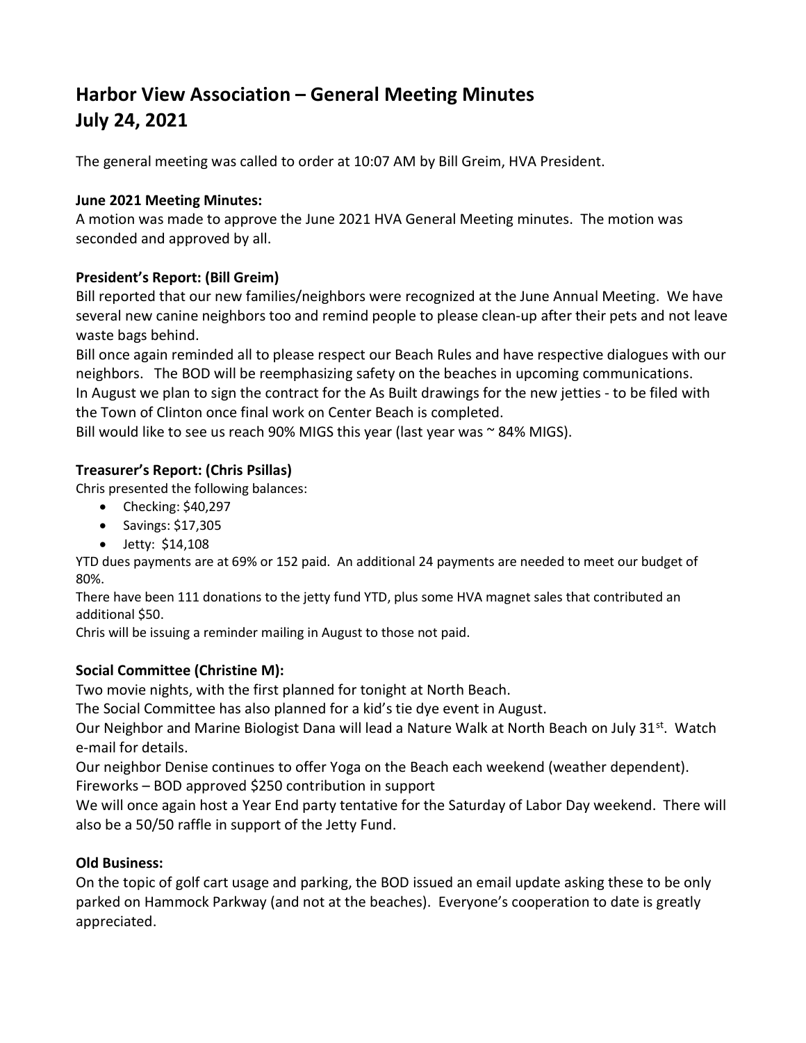# Harbor View Association – General Meeting Minutes
# July 24, 2021

The general meeting was called to order at 10:07 AM by Bill Greim, HVA President.

**June 2021 Meeting Minutes:**

A motion was made to approve the June 2021 HVA General Meeting minutes. The motion was seconded and approved by all.

**President's Report: (Bill Greim)**

Bill reported that our new families/neighbors were recognized at the June Annual Meeting. We have several new canine neighbors too and remind people to please clean-up after their pets and not leave waste bags behind.

Bill once again reminded all to please respect our Beach Rules and have respective dialogues with our neighbors. The BOD will be reemphasizing safety on the beaches in upcoming communications.

In August we plan to sign the contract for the As Built drawings for the new jetties - to be filed with the Town of Clinton once final work on Center Beach is completed.

Bill would like to see us reach 90% MIGS this year (last year was ~ 84% MIGS).

**Treasurer's Report: (Chris Psillas)**

Chris presented the following balances:

- Checking: $40,297
- Savings: $17,305
- Jetty: $14,108

YTD dues payments are at 69% or 152 paid. An additional 24 payments are needed to meet our budget of 80%.

There have been 111 donations to the jetty fund YTD, plus some HVA magnet sales that contributed an additional $50.

Chris will be issuing a reminder mailing in August to those not paid.

**Social Committee (Christine M):**

Two movie nights, with the first planned for tonight at North Beach.

The Social Committee has also planned for a kid's tie dye event in August.

Our Neighbor and Marine Biologist Dana will lead a Nature Walk at North Beach on July 31st. Watch e-mail for details.

Our neighbor Denise continues to offer Yoga on the Beach each weekend (weather dependent).

Fireworks – BOD approved $250 contribution in support

We will once again host a Year End party tentative for the Saturday of Labor Day weekend. There will also be a 50/50 raffle in support of the Jetty Fund.

**Old Business:**

On the topic of golf cart usage and parking, the BOD issued an email update asking these to be only parked on Hammock Parkway (and not at the beaches). Everyone's cooperation to date is greatly appreciated.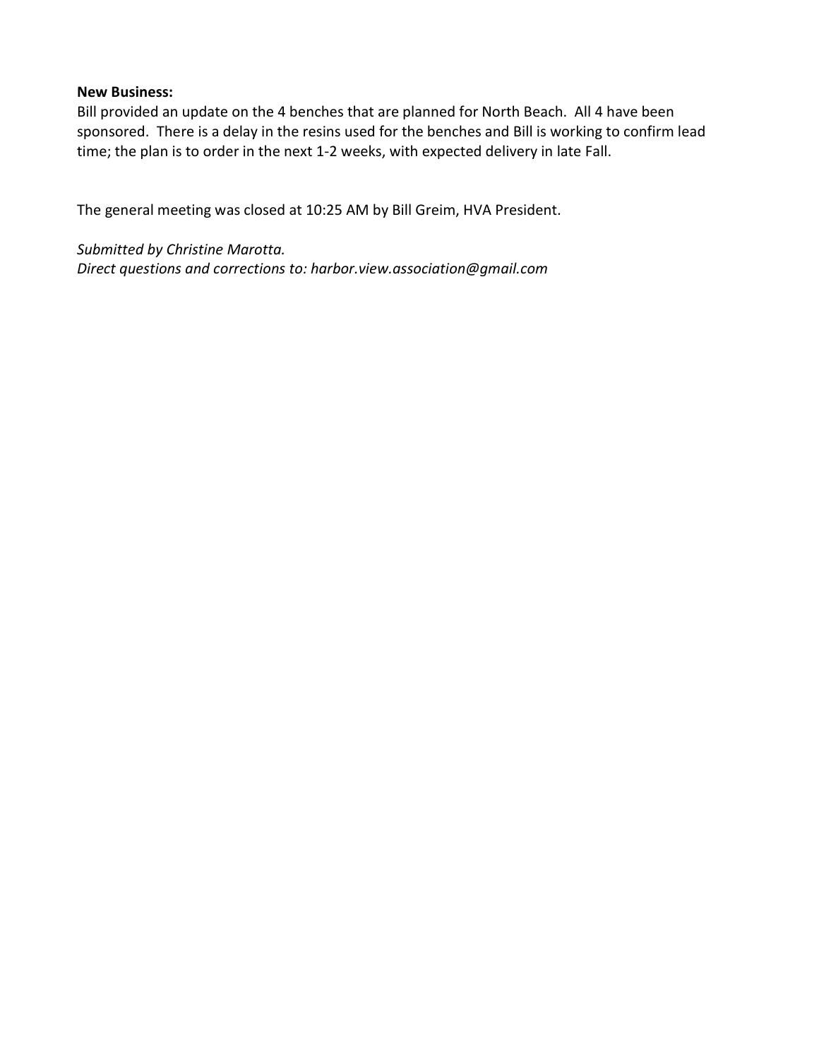**New Business:**
Bill provided an update on the 4 benches that are planned for North Beach. All 4 have been sponsored. There is a delay in the resins used for the benches and Bill is working to confirm lead time; the plan is to order in the next 1-2 weeks, with expected delivery in late Fall.

The general meeting was closed at 10:25 AM by Bill Greim, HVA President.

*Submitted by Christine Marotta.*
*Direct questions and corrections to: harbor.view.association@gmail.com*